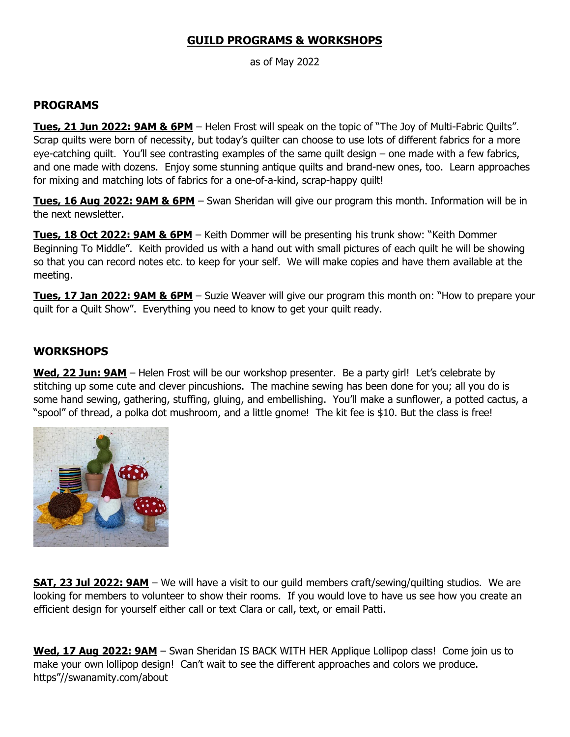# GUILD PROGRAMS & WORKSHOPS

as of May 2022

## PROGRAMS

**Tues, 21 Jun 2022: 9AM & 6PM** – Helen Frost will speak on the topic of "The Joy of Multi-Fabric Quilts". Scrap quilts were born of necessity, but today's quilter can choose to use lots of different fabrics for a more eye-catching quilt. You'll see contrasting examples of the same quilt design – one made with a few fabrics, and one made with dozens. Enjoy some stunning antique quilts and brand-new ones, too. Learn approaches for mixing and matching lots of fabrics for a one-of-a-kind, scrap-happy quilt!

**Tues, 16 Aug 2022: 9AM & 6PM** – Swan Sheridan will give our program this month. Information will be in the next newsletter.

**Tues, 18 Oct 2022: 9AM & 6PM** – Keith Dommer will be presenting his trunk show: "Keith Dommer Beginning To Middle". Keith provided us with a hand out with small pictures of each quilt he will be showing so that you can record notes etc. to keep for your self. We will make copies and have them available at the meeting.

**Tues, 17 Jan 2022: 9AM & 6PM** – Suzie Weaver will give our program this month on: "How to prepare your quilt for a Quilt Show". Everything you need to know to get your quilt ready.

## WORKSHOPS

**Wed, 22 Jun: 9AM** – Helen Frost will be our workshop presenter. Be a party girl! Let's celebrate by stitching up some cute and clever pincushions. The machine sewing has been done for you; all you do is some hand sewing, gathering, stuffing, gluing, and embellishing. You'll make a sunflower, a potted cactus, a "spool" of thread, a polka dot mushroom, and a little gnome! The kit fee is $10. But the class is free!

**SAT, 23 Jul 2022: 9AM** – We will have a visit to our guild members craft/sewing/quilting studios. We are looking for members to volunteer to show their rooms. If you would love to have us see how you create an efficient design for yourself either call or text Clara or call, text, or email Patti.

**Wed, 17 Aug 2022: 9AM** – Swan Sheridan IS BACK WITH HER Applique Lollipop class! Come join us to make your own lollipop design! Can't wait to see the different approaches and colors we produce. https"//swanamity.com/about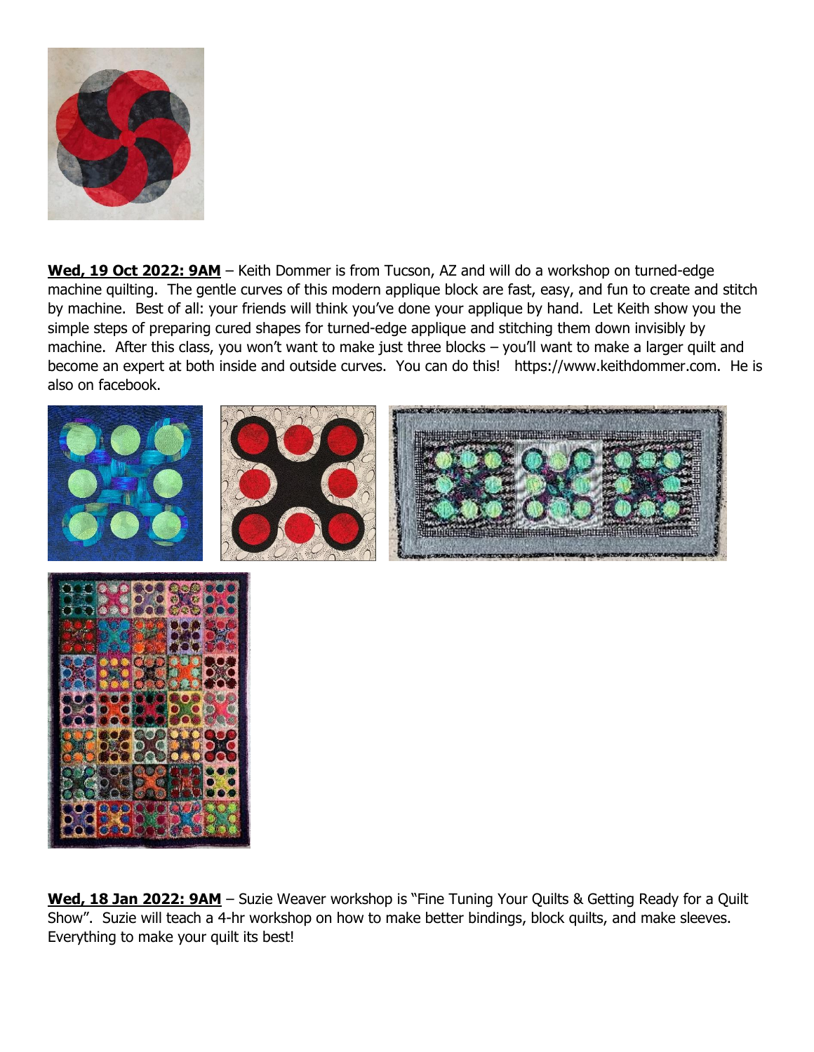**Wed, 19 Oct 2022: 9AM** – Keith Dommer is from Tucson, AZ and will do a workshop on turned-edge machine quilting. The gentle curves of this modern applique block are fast, easy, and fun to create and stitch by machine. Best of all: your friends will think you've done your applique by hand. Let Keith show you the simple steps of preparing cured shapes for turned-edge applique and stitching them down invisibly by machine. After this class, you won't want to make just three blocks – you'll want to make a larger quilt and become an expert at both inside and outside curves. You can do this! https://www.keithdommer.com. He is also on facebook.

**Wed, 18 Jan 2022: 9AM** – Suzie Weaver workshop is "Fine Tuning Your Quilts & Getting Ready for a Quilt Show". Suzie will teach a 4-hr workshop on how to make better bindings, block quilts, and make sleeves. Everything to make your quilt its best!